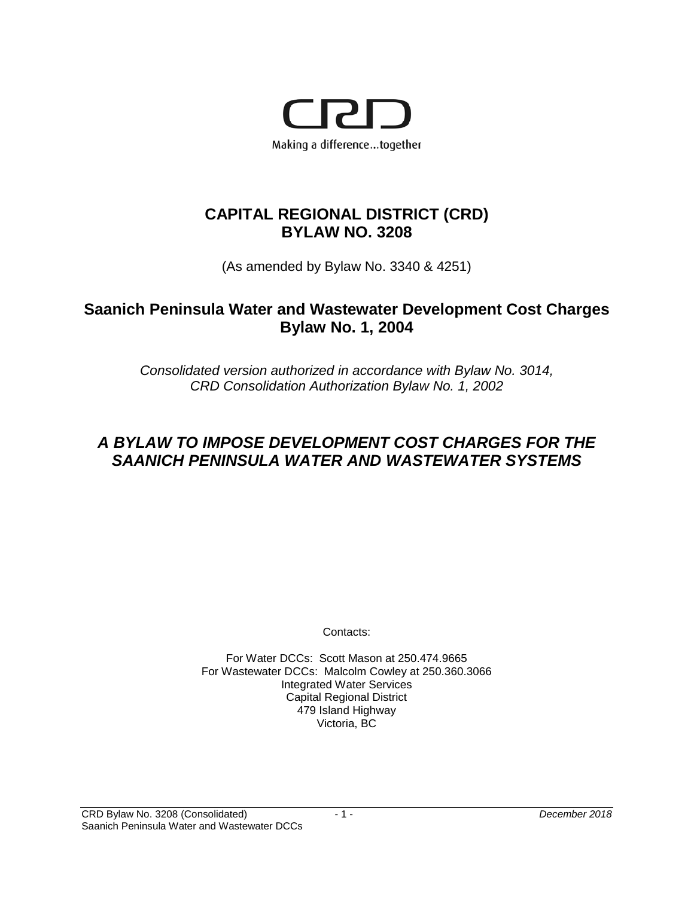CRD

Making a difference...together

# CAPITAL REGIONAL DISTRICT (CRD) BYLAW NO. 3208

(As amended by Bylaw No. 3340 & 4251)

## Saanich Peninsula Water and Wastewater Development Cost Charges Bylaw No. 1, 2004

*Consolidated version authorized in accordance with Bylaw No. 3014, CRD Consolidation Authorization Bylaw No. 1, 2002*

## *A BYLAW TO IMPOSE DEVELOPMENT COST CHARGES FOR THE SAANICH PENINSULA WATER AND WASTEWATER SYSTEMS*

Contacts:

For Water DCCs: Scott Mason at 250.474.9665
For Wastewater DCCs: Malcolm Cowley at 250.360.3066
Integrated Water Services
Capital Regional District
479 Island Highway
Victoria, BC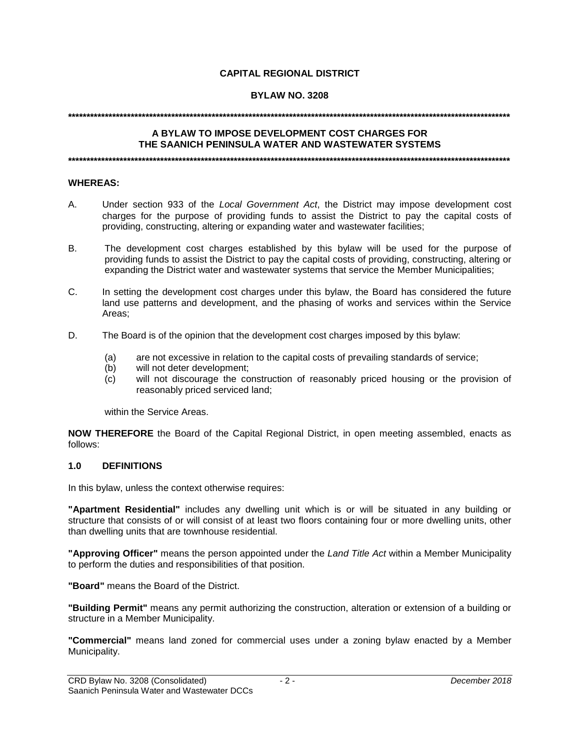**CAPITAL REGIONAL DISTRICT**

**BYLAW NO. 3208**

**A BYLAW TO IMPOSE DEVELOPMENT COST CHARGES FOR THE SAANICH PENINSULA WATER AND WASTEWATER SYSTEMS**

**WHEREAS:**

A. Under section 933 of the *Local Government Act*, the District may impose development cost charges for the purpose of providing funds to assist the District to pay the capital costs of providing, constructing, altering or expanding water and wastewater facilities;

B. The development cost charges established by this bylaw will be used for the purpose of providing funds to assist the District to pay the capital costs of providing, constructing, altering or expanding the District water and wastewater systems that service the Member Municipalities;

C. In setting the development cost charges under this bylaw, the Board has considered the future land use patterns and development, and the phasing of works and services within the Service Areas;

D. The Board is of the opinion that the development cost charges imposed by this bylaw:

(a) are not excessive in relation to the capital costs of prevailing standards of service;
(b) will not deter development;
(c) will not discourage the construction of reasonably priced housing or the provision of reasonably priced serviced land;

within the Service Areas.

**NOW THEREFORE** the Board of the Capital Regional District, in open meeting assembled, enacts as follows:

## 1.0 DEFINITIONS

In this bylaw, unless the context otherwise requires:

**"Apartment Residential"** includes any dwelling unit which is or will be situated in any building or structure that consists of or will consist of at least two floors containing four or more dwelling units, other than dwelling units that are townhouse residential.

**"Approving Officer"** means the person appointed under the *Land Title Act* within a Member Municipality to perform the duties and responsibilities of that position.

**"Board"** means the Board of the District.

**"Building Permit"** means any permit authorizing the construction, alteration or extension of a building or structure in a Member Municipality.

**"Commercial"** means land zoned for commercial uses under a zoning bylaw enacted by a Member Municipality.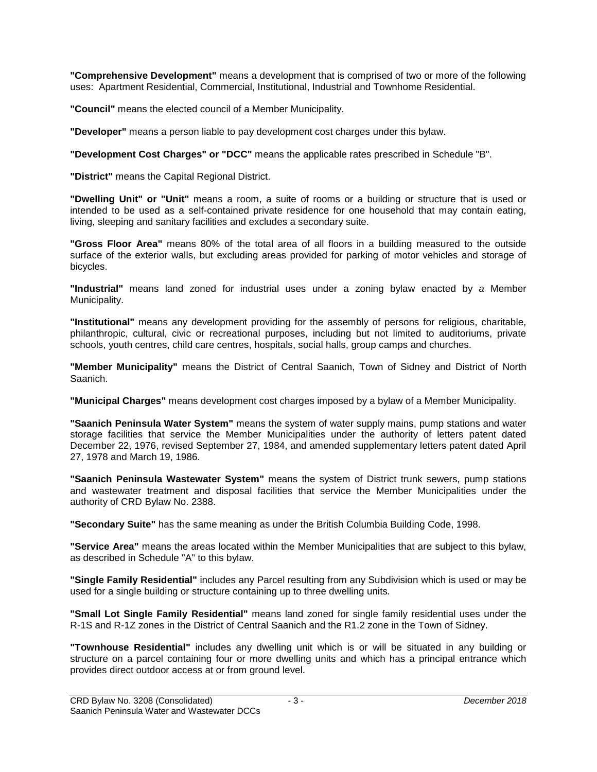**"Comprehensive Development"** means a development that is comprised of two or more of the following uses: Apartment Residential, Commercial, Institutional, Industrial and Townhome Residential.

**"Council"** means the elected council of a Member Municipality.

**"Developer"** means a person liable to pay development cost charges under this bylaw.

**"Development Cost Charges" or "DCC"** means the applicable rates prescribed in Schedule "B".

**"District"** means the Capital Regional District.

**"Dwelling Unit" or "Unit"** means a room, a suite of rooms or a building or structure that is used or intended to be used as a self-contained private residence for one household that may contain eating, living, sleeping and sanitary facilities and excludes a secondary suite.

**"Gross Floor Area"** means 80% of the total area of all floors in a building measured to the outside surface of the exterior walls, but excluding areas provided for parking of motor vehicles and storage of bicycles.

**"Industrial"** means land zoned for industrial uses under a zoning bylaw enacted by *a* Member Municipality.

**"Institutional"** means any development providing for the assembly of persons for religious, charitable, philanthropic, cultural, civic or recreational purposes, including but not limited to auditoriums, private schools, youth centres, child care centres, hospitals, social halls, group camps and churches.

**"Member Municipality"** means the District of Central Saanich, Town of Sidney and District of North Saanich.

**"Municipal Charges"** means development cost charges imposed by a bylaw of a Member Municipality.

**"Saanich Peninsula Water System"** means the system of water supply mains, pump stations and water storage facilities that service the Member Municipalities under the authority of letters patent dated December 22, 1976, revised September 27, 1984, and amended supplementary letters patent dated April 27, 1978 and March 19, 1986.

**"Saanich Peninsula Wastewater System"** means the system of District trunk sewers, pump stations and wastewater treatment and disposal facilities that service the Member Municipalities under the authority of CRD Bylaw No. 2388.

**"Secondary Suite"** has the same meaning as under the British Columbia Building Code, 1998.

**"Service Area"** means the areas located within the Member Municipalities that are subject to this bylaw, as described in Schedule "A" to this bylaw.

**"Single Family Residential"** includes any Parcel resulting from any Subdivision which is used or may be used for a single building or structure containing up to three dwelling units.

**"Small Lot Single Family Residential"** means land zoned for single family residential uses under the R-1S and R-1Z zones in the District of Central Saanich and the R1.2 zone in the Town of Sidney.

**"Townhouse Residential"** includes any dwelling unit which is or will be situated in any building or structure on a parcel containing four or more dwelling units and which has a principal entrance which provides direct outdoor access at or from ground level.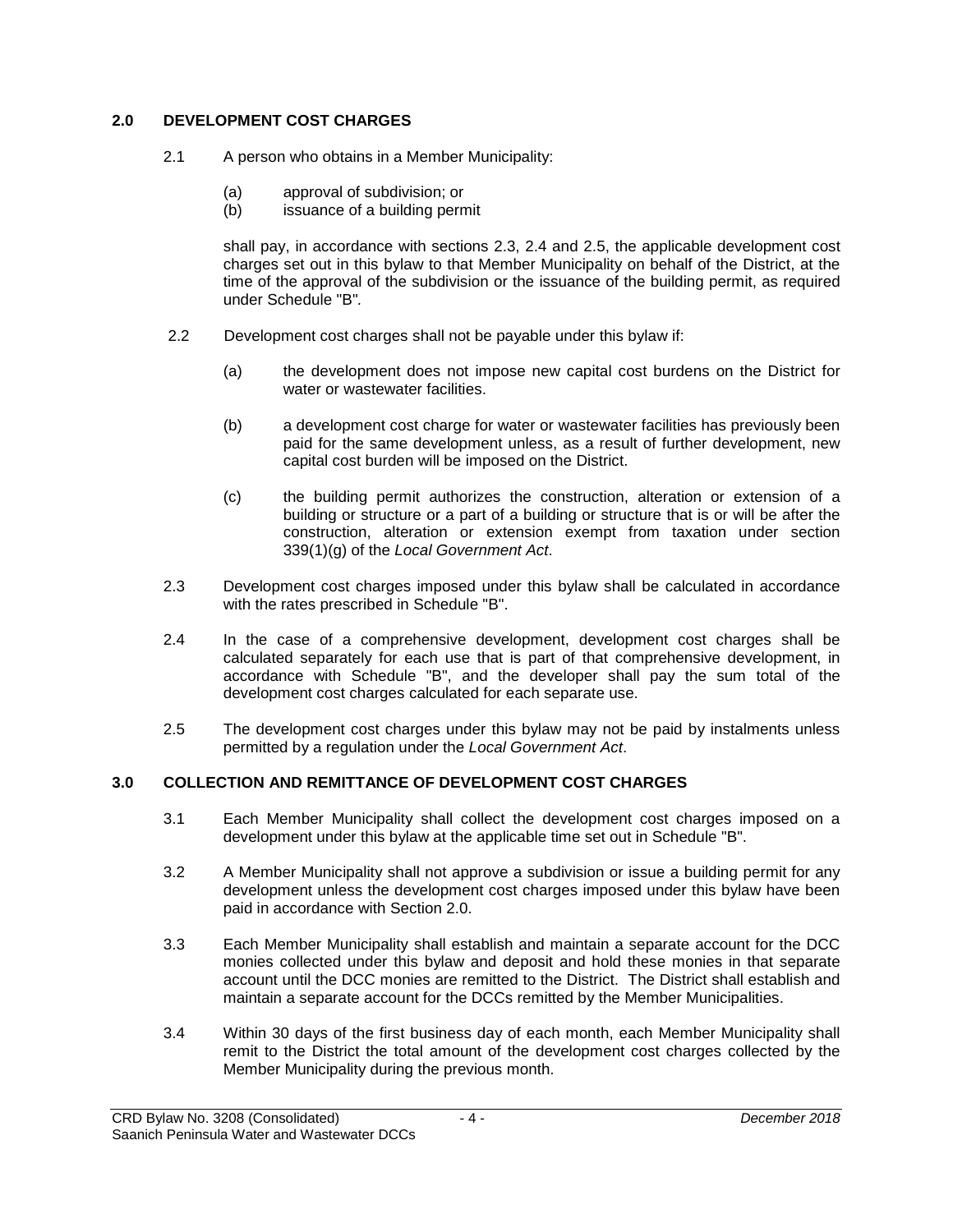## 2.0 DEVELOPMENT COST CHARGES

2.1 A person who obtains in a Member Municipality:

(a) approval of subdivision; or
(b) issuance of a building permit

shall pay, in accordance with sections 2.3, 2.4 and 2.5, the applicable development cost charges set out in this bylaw to that Member Municipality on behalf of the District, at the time of the approval of the subdivision or the issuance of the building permit, as required under Schedule "B".

2.2 Development cost charges shall not be payable under this bylaw if:

(a) the development does not impose new capital cost burdens on the District for water or wastewater facilities.

(b) a development cost charge for water or wastewater facilities has previously been paid for the same development unless, as a result of further development, new capital cost burden will be imposed on the District.

(c) the building permit authorizes the construction, alteration or extension of a building or structure or a part of a building or structure that is or will be after the construction, alteration or extension exempt from taxation under section 339(1)(g) of the *Local Government Act*.

2.3 Development cost charges imposed under this bylaw shall be calculated in accordance with the rates prescribed in Schedule "B".

2.4 In the case of a comprehensive development, development cost charges shall be calculated separately for each use that is part of that comprehensive development, in accordance with Schedule "B", and the developer shall pay the sum total of the development cost charges calculated for each separate use.

2.5 The development cost charges under this bylaw may not be paid by instalments unless permitted by a regulation under the *Local Government Act*.

## 3.0 COLLECTION AND REMITTANCE OF DEVELOPMENT COST CHARGES

3.1 Each Member Municipality shall collect the development cost charges imposed on a development under this bylaw at the applicable time set out in Schedule "B".

3.2 A Member Municipality shall not approve a subdivision or issue a building permit for any development unless the development cost charges imposed under this bylaw have been paid in accordance with Section 2.0.

3.3 Each Member Municipality shall establish and maintain a separate account for the DCC monies collected under this bylaw and deposit and hold these monies in that separate account until the DCC monies are remitted to the District. The District shall establish and maintain a separate account for the DCCs remitted by the Member Municipalities.

3.4 Within 30 days of the first business day of each month, each Member Municipality shall remit to the District the total amount of the development cost charges collected by the Member Municipality during the previous month.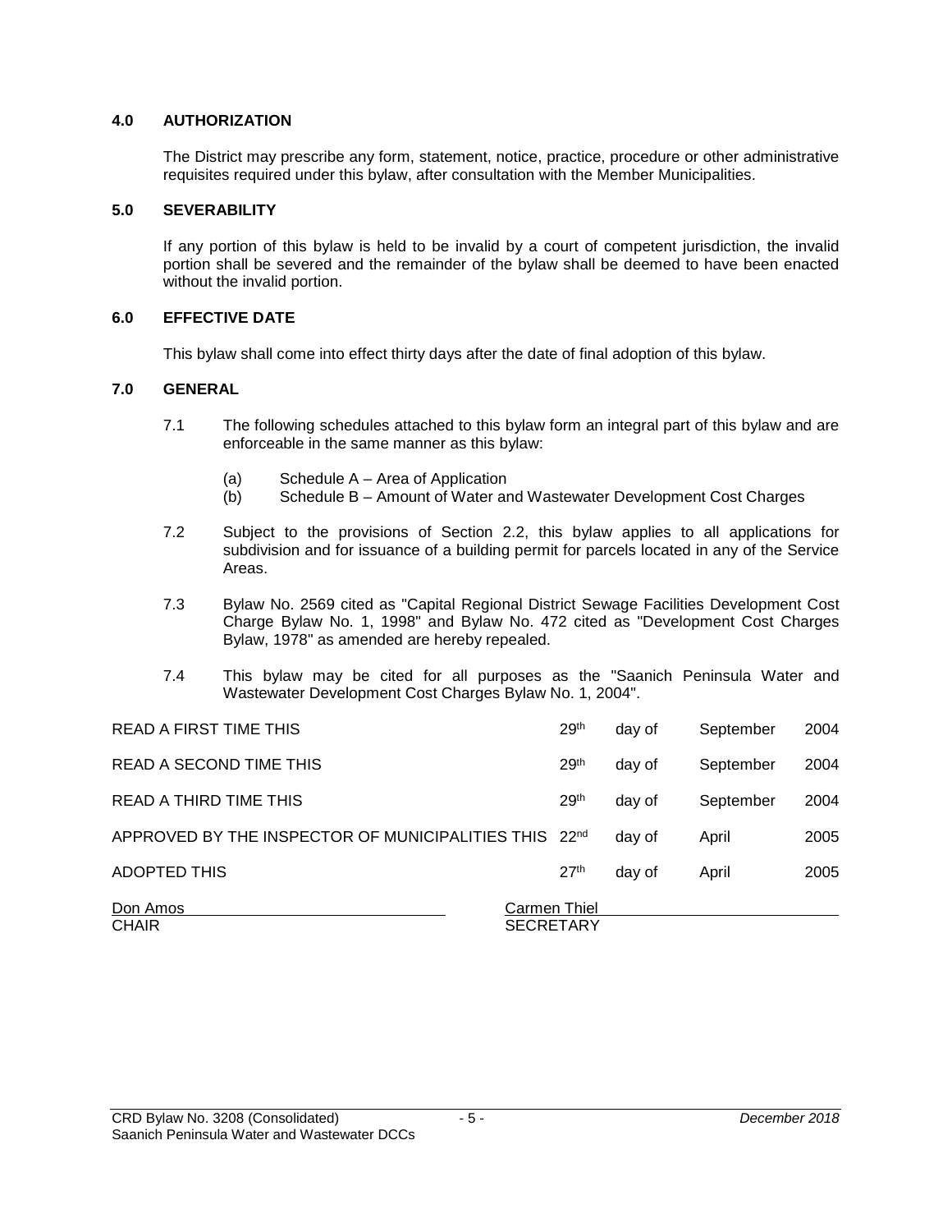## 4.0 AUTHORIZATION

The District may prescribe any form, statement, notice, practice, procedure or other administrative requisites required under this bylaw, after consultation with the Member Municipalities.

## 5.0 SEVERABILITY

If any portion of this bylaw is held to be invalid by a court of competent jurisdiction, the invalid portion shall be severed and the remainder of the bylaw shall be deemed to have been enacted without the invalid portion.

## 6.0 EFFECTIVE DATE

This bylaw shall come into effect thirty days after the date of final adoption of this bylaw.

## 7.0 GENERAL

7.1 The following schedules attached to this bylaw form an integral part of this bylaw and are enforceable in the same manner as this bylaw:

- (a) Schedule A – Area of Application
- (b) Schedule B – Amount of Water and Wastewater Development Cost Charges

7.2 Subject to the provisions of Section 2.2, this bylaw applies to all applications for subdivision and for issuance of a building permit for parcels located in any of the Service Areas.

7.3 Bylaw No. 2569 cited as "Capital Regional District Sewage Facilities Development Cost Charge Bylaw No. 1, 1998" and Bylaw No. 472 cited as "Development Cost Charges Bylaw, 1978" as amended are hereby repealed.

7.4 This bylaw may be cited for all purposes as the "Saanich Peninsula Water and Wastewater Development Cost Charges Bylaw No. 1, 2004".

| | | | | |
|---|---|---|---|---|
| READ A FIRST TIME THIS | 29th | day of | September | 2004 |
| READ A SECOND TIME THIS | 29th | day of | September | 2004 |
| READ A THIRD TIME THIS | 29th | day of | September | 2004 |
| APPROVED BY THE INSPECTOR OF MUNICIPALITIES THIS | 22nd | day of | April | 2005 |
| ADOPTED THIS | 27th | day of | April | 2005 |

Don Amos
CHAIR

Carmen Thiel
SECRETARY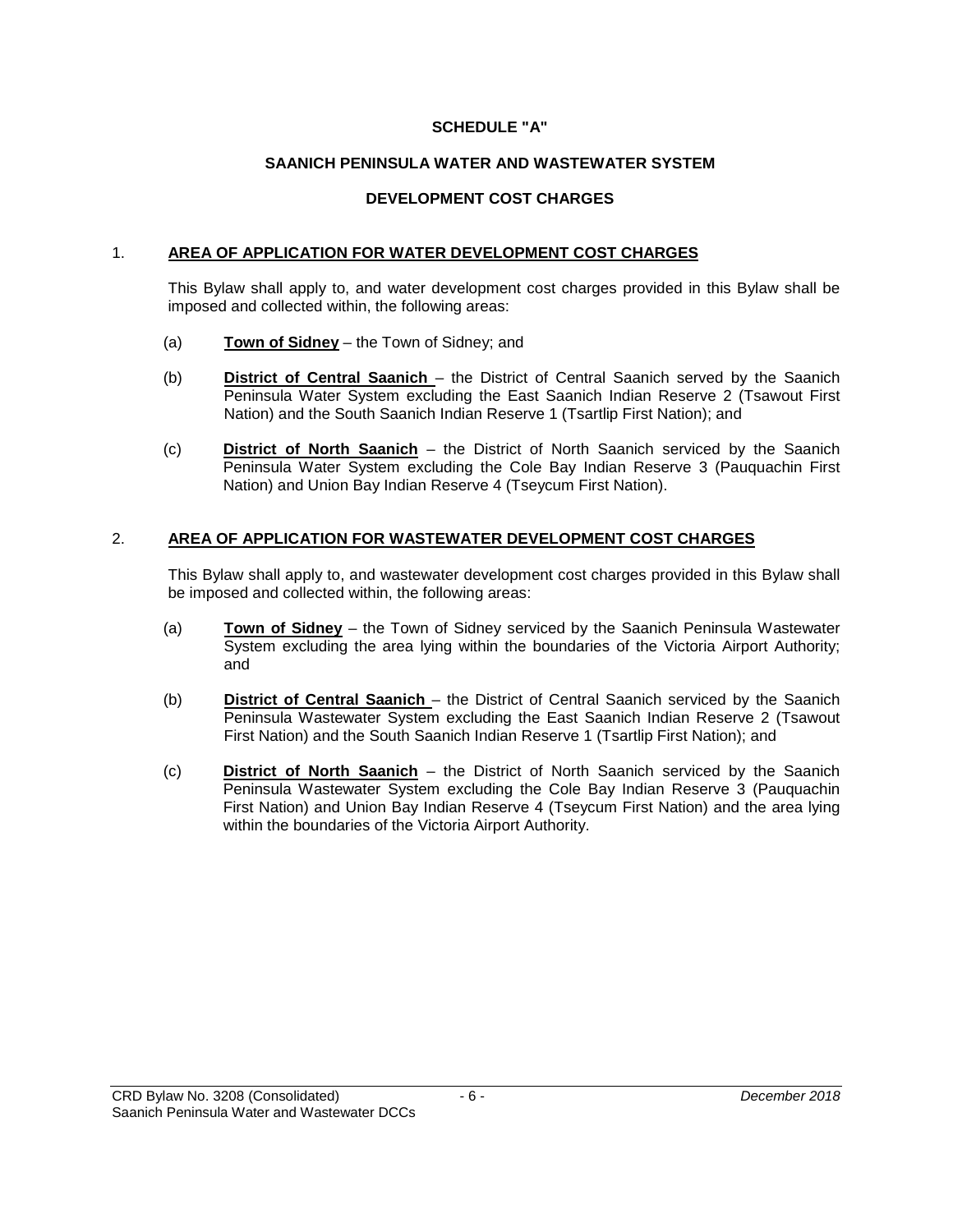**SCHEDULE "A"**

**SAANICH PENINSULA WATER AND WASTEWATER SYSTEM**

**DEVELOPMENT COST CHARGES**

1. **AREA OF APPLICATION FOR WATER DEVELOPMENT COST CHARGES**

   This Bylaw shall apply to, and water development cost charges provided in this Bylaw shall be imposed and collected within, the following areas:

   (a) **Town of Sidney** – the Town of Sidney; and

   (b) **District of Central Saanich** – the District of Central Saanich served by the Saanich Peninsula Water System excluding the East Saanich Indian Reserve 2 (Tsawout First Nation) and the South Saanich Indian Reserve 1 (Tsartlip First Nation); and

   (c) **District of North Saanich** – the District of North Saanich serviced by the Saanich Peninsula Water System excluding the Cole Bay Indian Reserve 3 (Pauquachin First Nation) and Union Bay Indian Reserve 4 (Tseycum First Nation).

2. **AREA OF APPLICATION FOR WASTEWATER DEVELOPMENT COST CHARGES**

   This Bylaw shall apply to, and wastewater development cost charges provided in this Bylaw shall be imposed and collected within, the following areas:

   (a) **Town of Sidney** – the Town of Sidney serviced by the Saanich Peninsula Wastewater System excluding the area lying within the boundaries of the Victoria Airport Authority; and

   (b) **District of Central Saanich** – the District of Central Saanich serviced by the Saanich Peninsula Wastewater System excluding the East Saanich Indian Reserve 2 (Tsawout First Nation) and the South Saanich Indian Reserve 1 (Tsartlip First Nation); and

   (c) **District of North Saanich** – the District of North Saanich serviced by the Saanich Peninsula Wastewater System excluding the Cole Bay Indian Reserve 3 (Pauquachin First Nation) and Union Bay Indian Reserve 4 (Tseycum First Nation) and the area lying within the boundaries of the Victoria Airport Authority.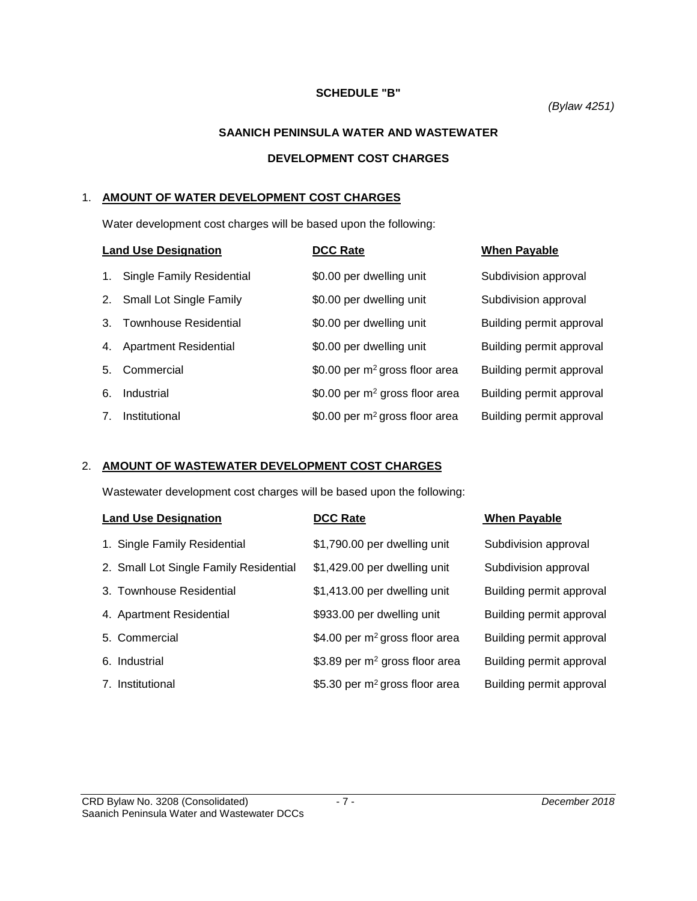**SCHEDULE "B"**

*(Bylaw 4251)*

**SAANICH PENINSULA WATER AND WASTEWATER**

**DEVELOPMENT COST CHARGES**

1. **AMOUNT OF WATER DEVELOPMENT COST CHARGES**

Water development cost charges will be based upon the following:

| Land Use Designation | DCC Rate | When Payable |
|---|---|---|
| 1. Single Family Residential | \$0.00 per dwelling unit | Subdivision approval |
| 2. Small Lot Single Family | \$0.00 per dwelling unit | Subdivision approval |
| 3. Townhouse Residential | \$0.00 per dwelling unit | Building permit approval |
| 4. Apartment Residential | \$0.00 per dwelling unit | Building permit approval |
| 5. Commercial | \$0.00 per $m^2$ gross floor area | Building permit approval |
| 6. Industrial | \$0.00 per $m^2$ gross floor area | Building permit approval |
| 7. Institutional | \$0.00 per $m^2$ gross floor area | Building permit approval |

2. **AMOUNT OF WASTEWATER DEVELOPMENT COST CHARGES**

Wastewater development cost charges will be based upon the following:

| Land Use Designation | DCC Rate | When Payable |
|---|---|---|
| 1. Single Family Residential | \$1,790.00 per dwelling unit | Subdivision approval |
| 2. Small Lot Single Family Residential | \$1,429.00 per dwelling unit | Subdivision approval |
| 3. Townhouse Residential | \$1,413.00 per dwelling unit | Building permit approval |
| 4. Apartment Residential | \$933.00 per dwelling unit | Building permit approval |
| 5. Commercial | \$4.00 per $m^2$ gross floor area | Building permit approval |
| 6. Industrial | \$3.89 per $m^2$ gross floor area | Building permit approval |
| 7. Institutional | \$5.30 per $m^2$ gross floor area | Building permit approval |